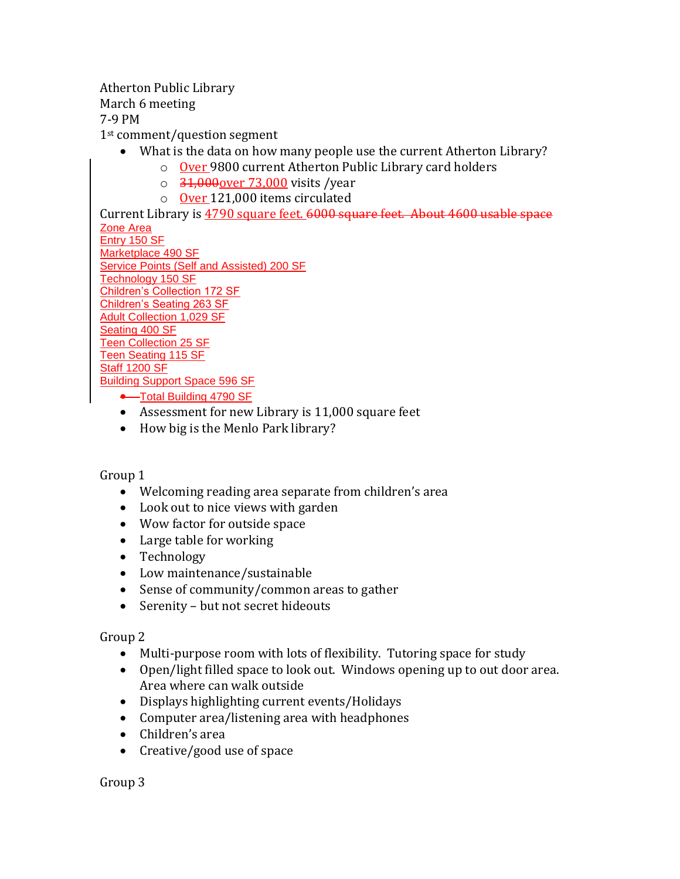Atherton Public Library
March 6 meeting
7-9 PM
1st comment/question segment

- What is the data on how many people use the current Atherton Library?
    - Over 9800 current Atherton Public Library card holders
    - ~~31,000~~over 73,000 visits /year
    - Over 121,000 items circulated

Current Library is 4790 square feet. ~~6000 square feet. About 4600 usable space~~

Zone Area
Entry 150 SF
Marketplace 490 SF
Service Points (Self and Assisted) 200 SF
Technology 150 SF
Children's Collection 172 SF
Children's Seating 263 SF
Adult Collection 1,029 SF
Seating 400 SF
Teen Collection 25 SF
Teen Seating 115 SF
Staff 1200 SF
Building Support Space 596 SF
Total Building 4790 SF

- Assessment for new Library is 11,000 square feet
- How big is the Menlo Park library?

Group 1

- Welcoming reading area separate from children's area
- Look out to nice views with garden
- Wow factor for outside space
- Large table for working
- Technology
- Low maintenance/sustainable
- Sense of community/common areas to gather
- Serenity – but not secret hideouts

Group 2

- Multi-purpose room with lots of flexibility. Tutoring space for study
- Open/light filled space to look out. Windows opening up to out door area. Area where can walk outside
- Displays highlighting current events/Holidays
- Computer area/listening area with headphones
- Children's area
- Creative/good use of space

Group 3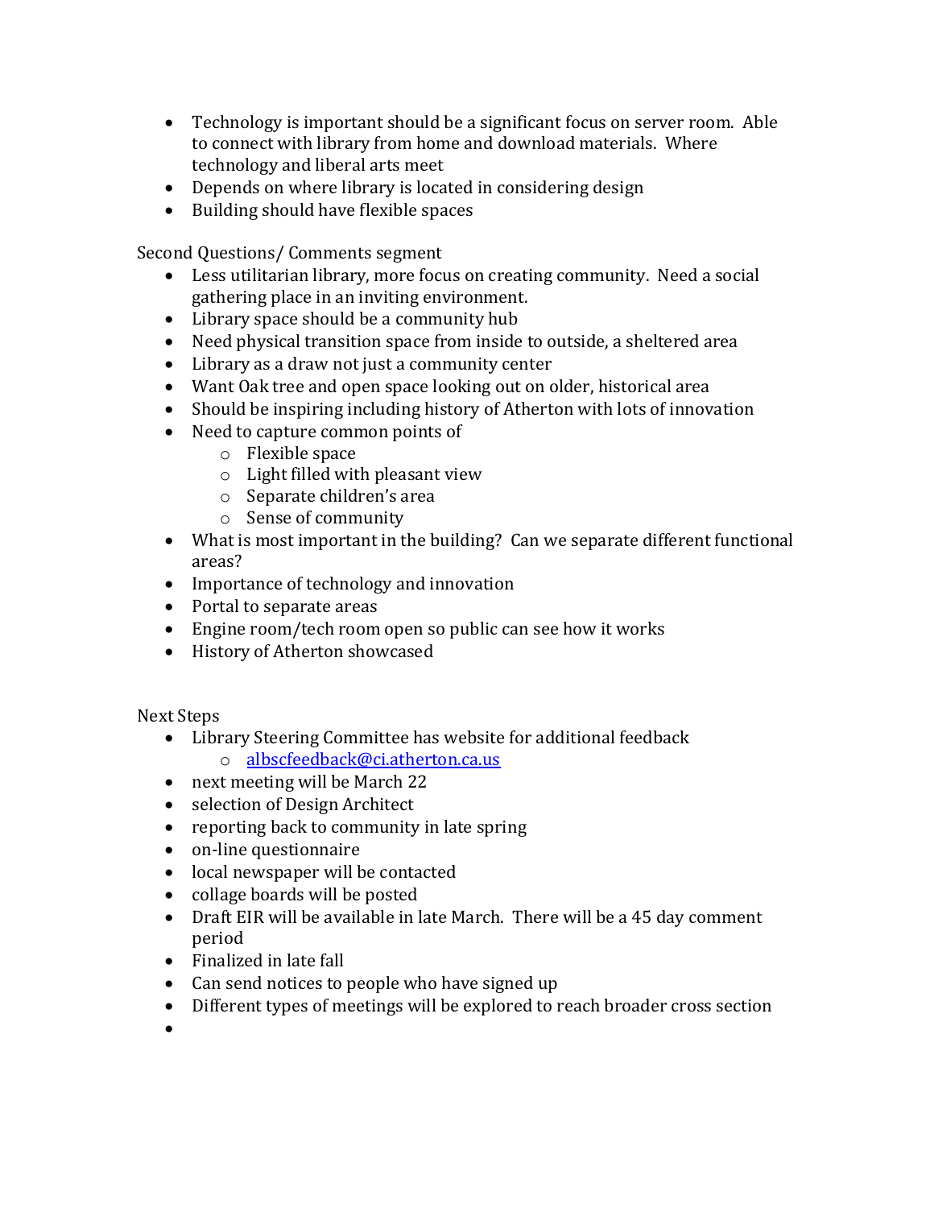- Technology is important should be a significant focus on server room. Able to connect with library from home and download materials. Where technology and liberal arts meet
- Depends on where library is located in considering design
- Building should have flexible spaces

Second Questions/ Comments segment

- Less utilitarian library, more focus on creating community. Need a social gathering place in an inviting environment.
- Library space should be a community hub
- Need physical transition space from inside to outside, a sheltered area
- Library as a draw not just a community center
- Want Oak tree and open space looking out on older, historical area
- Should be inspiring including history of Atherton with lots of innovation
- Need to capture common points of
  - Flexible space
  - Light filled with pleasant view
  - Separate children's area
  - Sense of community
- What is most important in the building? Can we separate different functional areas?
- Importance of technology and innovation
- Portal to separate areas
- Engine room/tech room open so public can see how it works
- History of Atherton showcased

Next Steps

- Library Steering Committee has website for additional feedback
  - albscfeedback@ci.atherton.ca.us
- next meeting will be March 22
- selection of Design Architect
- reporting back to community in late spring
- on-line questionnaire
- local newspaper will be contacted
- collage boards will be posted
- Draft EIR will be available in late March. There will be a 45 day comment period
- Finalized in late fall
- Can send notices to people who have signed up
- Different types of meetings will be explored to reach broader cross section